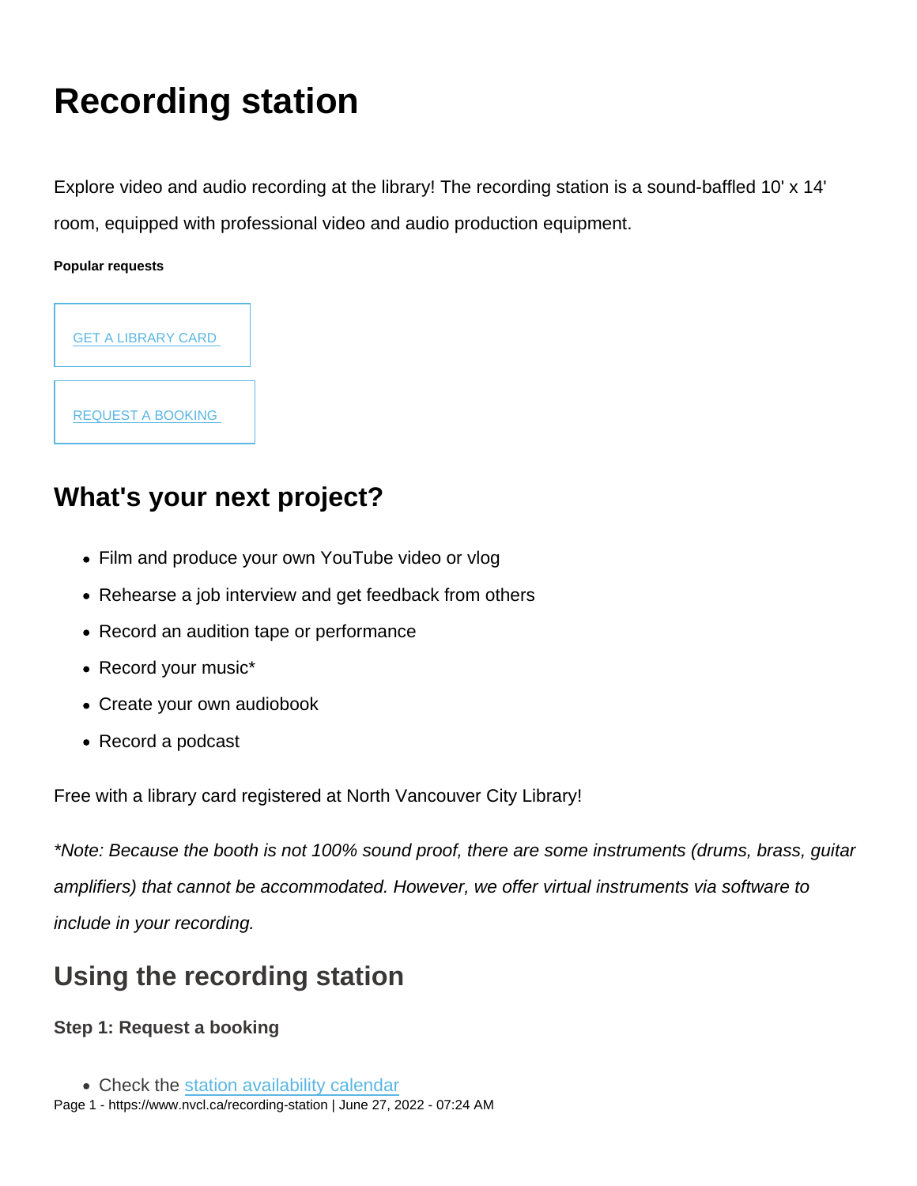# Recording station

Explore video and audio recording at the library! The recording station is a sound-baffled 10' x 14' room, equipped with professional video and audio production equipment.

**Popular requests**

[GET A LIBRARY CARD]

[REQUEST A BOOKING]

## What's your next project?

- Film and produce your own YouTube video or vlog
- Rehearse a job interview and get feedback from others
- Record an audition tape or performance
- Record your music*
- Create your own audiobook
- Record a podcast

Free with a library card registered at North Vancouver City Library!

*\*Note: Because the booth is not 100% sound proof, there are some instruments (drums, brass, guitar amplifiers) that cannot be accommodated. However, we offer virtual instruments via software to include in your recording.*

## Using the recording station

### Step 1: Request a booking

- Check the station availability calendar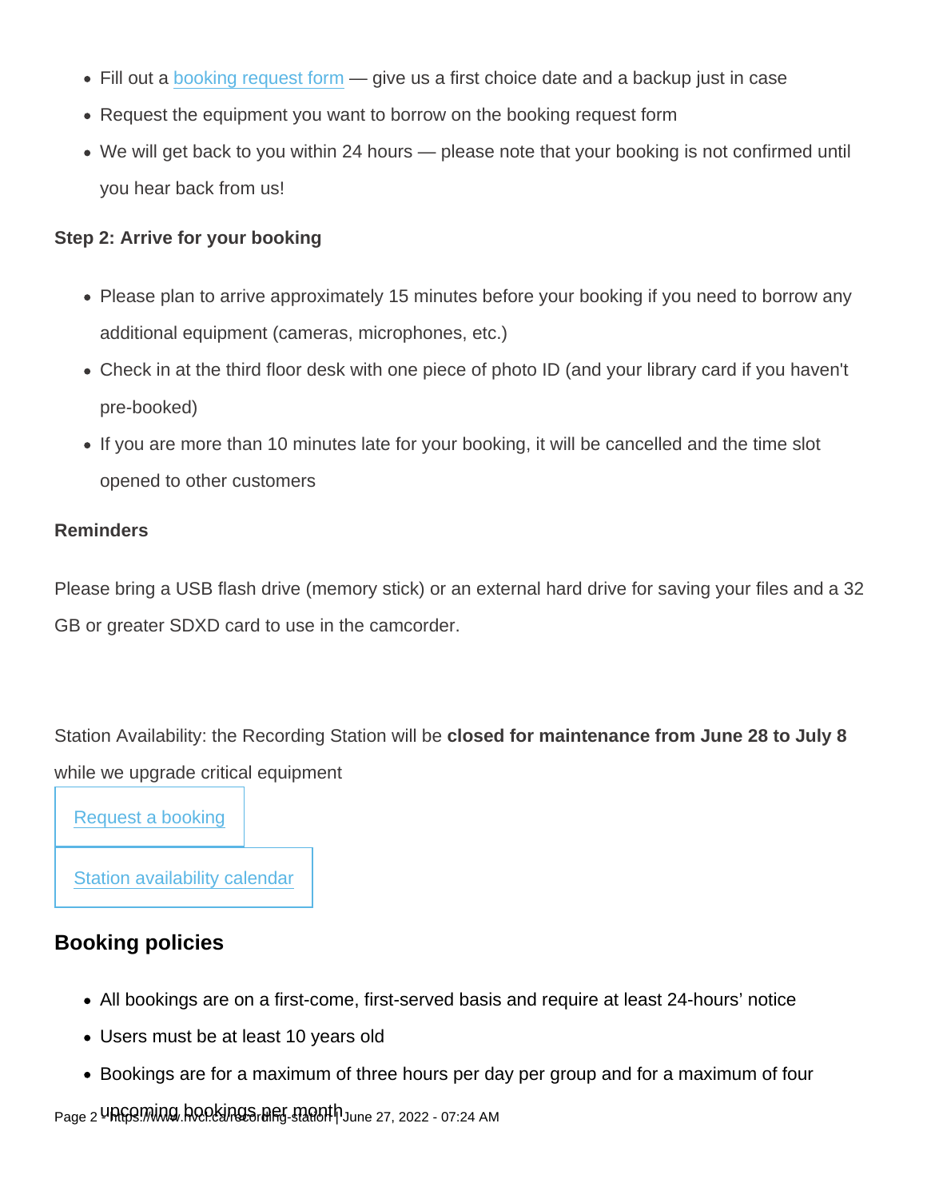- Fill out a booking request form — give us a first choice date and a backup just in case
- Request the equipment you want to borrow on the booking request form
- We will get back to you within 24 hours — please note that your booking is not confirmed until you hear back from us!

**Step 2: Arrive for your booking**

- Please plan to arrive approximately 15 minutes before your booking if you need to borrow any additional equipment (cameras, microphones, etc.)
- Check in at the third floor desk with one piece of photo ID (and your library card if you haven't pre-booked)
- If you are more than 10 minutes late for your booking, it will be cancelled and the time slot opened to other customers

**Reminders**

Please bring a USB flash drive (memory stick) or an external hard drive for saving your files and a 32 GB or greater SDXD card to use in the camcorder.

Station Availability: the Recording Station will be **closed for maintenance from June 28 to July 8** while we upgrade critical equipment

Request a booking

Station availability calendar

## Booking policies

- All bookings are on a first-come, first-served basis and require at least 24-hours' notice
- Users must be at least 10 years old
- Bookings are for a maximum of three hours per day per group and for a maximum of four upcoming bookings per month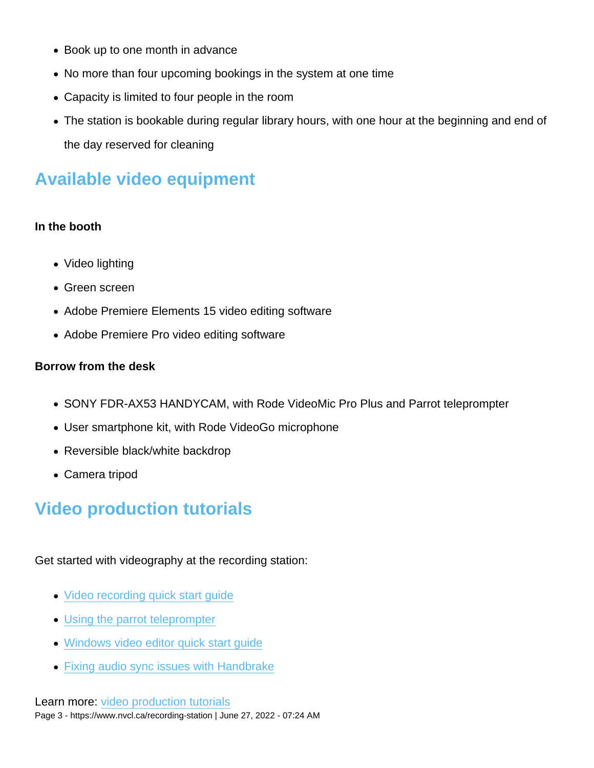- Book up to one month in advance
- No more than four upcoming bookings in the system at one time
- Capacity is limited to four people in the room
- The station is bookable during regular library hours, with one hour at the beginning and end of the day reserved for cleaning

## Available video equipment

**In the booth**

- Video lighting
- Green screen
- Adobe Premiere Elements 15 video editing software
- Adobe Premiere Pro video editing software

**Borrow from the desk**

- SONY FDR-AX53 HANDYCAM, with Rode VideoMic Pro Plus and Parrot teleprompter
- User smartphone kit, with Rode VideoGo microphone
- Reversible black/white backdrop
- Camera tripod

## Video production tutorials

Get started with videography at the recording station:

- Video recording quick start guide
- Using the parrot teleprompter
- Windows video editor quick start guide
- Fixing audio sync issues with Handbrake

Learn more: video production tutorials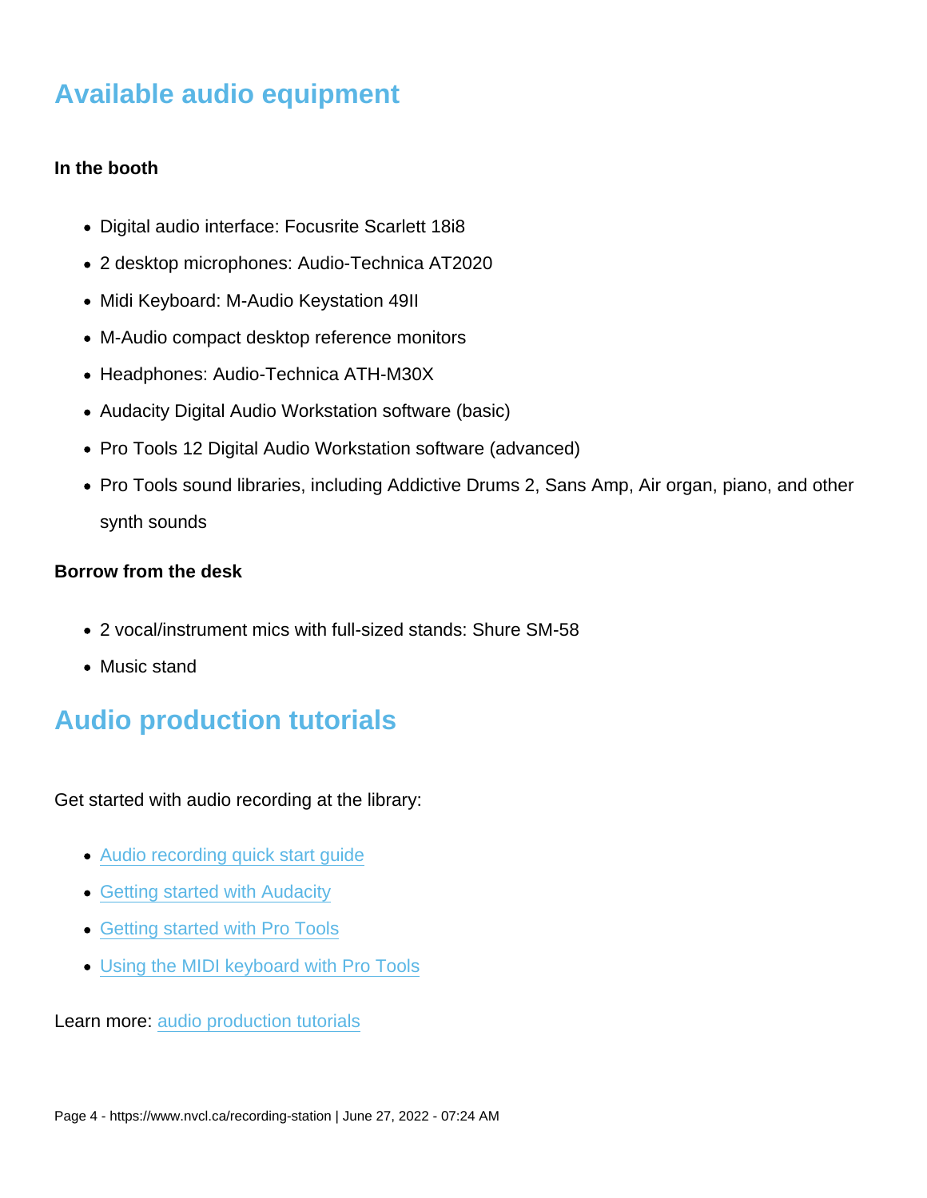## Available audio equipment

**In the booth**

- Digital audio interface: Focusrite Scarlett 18i8
- 2 desktop microphones: Audio-Technica AT2020
- Midi Keyboard: M-Audio Keystation 49II
- M-Audio compact desktop reference monitors
- Headphones: Audio-Technica ATH-M30X
- Audacity Digital Audio Workstation software (basic)
- Pro Tools 12 Digital Audio Workstation software (advanced)
- Pro Tools sound libraries, including Addictive Drums 2, Sans Amp, Air organ, piano, and other synth sounds

**Borrow from the desk**

- 2 vocal/instrument mics with full-sized stands: Shure SM-58
- Music stand

## Audio production tutorials

Get started with audio recording at the library:

- Audio recording quick start guide
- Getting started with Audacity
- Getting started with Pro Tools
- Using the MIDI keyboard with Pro Tools

Learn more: audio production tutorials